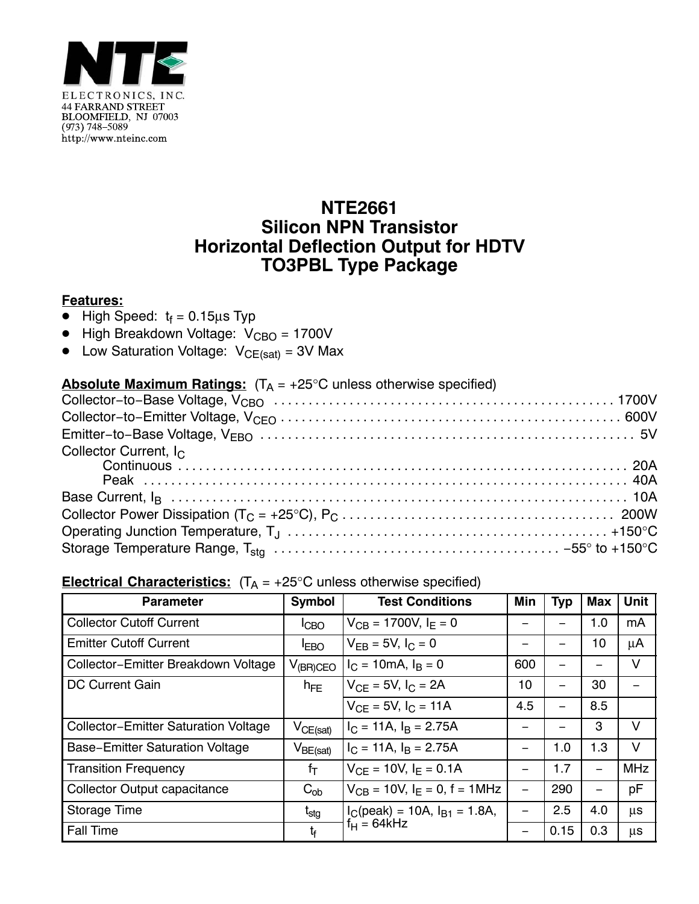NTE ELECTRONICS, INC.
44 FARRAND STREET
BLOOMFIELD, NJ 07003
(973) 748–5089
http://www.nteinc.com

# NTE2661
# Silicon NPN Transistor
# Horizontal Deflection Output for HDTV
# TO3PBL Type Package

**Features:**

- High Speed: $t_f$ = 0.15μs Typ
- High Breakdown Voltage: $V_{CBO}$ = 1700V
- Low Saturation Voltage: $V_{CE(sat)}$ = 3V Max

**Absolute Maximum Ratings:** ($T_A$ = +25°C unless otherwise specified)

Collector−to−Base Voltage, $V_{CBO}$ . . . . . . . . . . . . . . . . . . . . . . . . . . . . . . . . . . . . . . . . . . . . . . . 1700V
Collector−to−Emitter Voltage, $V_{CEO}$ . . . . . . . . . . . . . . . . . . . . . . . . . . . . . . . . . . . . . . . . . . . . . . . 600V
Emitter−to−Base Voltage, $V_{EBO}$ . . . . . . . . . . . . . . . . . . . . . . . . . . . . . . . . . . . . . . . . . . . . . . . . 5V
Collector Current, $I_C$
Continuous . . . . . . . . . . . . . . . . . . . . . . . . . . . . . . . . . . . . . . . . . . . . . . . . . . . . . . . . . . . 20A
Peak . . . . . . . . . . . . . . . . . . . . . . . . . . . . . . . . . . . . . . . . . . . . . . . . . . . . . . . . . . . 40A
Base Current, $I_B$ . . . . . . . . . . . . . . . . . . . . . . . . . . . . . . . . . . . . . . . . . . . . . . . . . . . . . . . . . . . 10A
Collector Power Dissipation ($T_C$ = +25°C), $P_C$ . . . . . . . . . . . . . . . . . . . . . . . . . . . . . . . . . . . . . . 200W
Operating Junction Temperature, $T_J$ . . . . . . . . . . . . . . . . . . . . . . . . . . . . . . . . . . . . . . . . . . . . +150°C
Storage Temperature Range, $T_{stg}$ . . . . . . . . . . . . . . . . . . . . . . . . . . . . . . . . . . . . . . . . −55° to +150°C

**Electrical Characteristics:** ($T_A$ = +25°C unless otherwise specified)

| Parameter | Symbol | Test Conditions | Min | Typ | Max | Unit |
|---|---|---|---|---|---|---|
| Collector Cutoff Current | $I_{CBO}$ | $V_{CB}$ = 1700V, $I_E$ = 0 | – | – | 1.0 | mA |
| Emitter Cutoff Current | $I_{EBO}$ | $V_{EB}$ = 5V, $I_C$ = 0 | – | – | 10 | μA |
| Collector−Emitter Breakdown Voltage | $V_{(BR)CEO}$ | $I_C$ = 10mA, $I_B$ = 0 | 600 | – | – | V |
| DC Current Gain | $h_{FE}$ | $V_{CE}$ = 5V, $I_C$ = 2A | 10 | – | 30 | – |
| | | $V_{CE}$ = 5V, $I_C$ = 11A | 4.5 | – | 8.5 | |
| Collector−Emitter Saturation Voltage | $V_{CE(sat)}$ | $I_C$ = 11A, $I_B$ = 2.75A | – | – | 3 | V |
| Base−Emitter Saturation Voltage | $V_{BE(sat)}$ | $I_C$ = 11A, $I_B$ = 2.75A | – | 1.0 | 1.3 | V |
| Transition Frequency | $f_T$ | $V_{CE}$ = 10V, $I_E$ = 0.1A | – | 1.7 | – | MHz |
| Collector Output capacitance | $C_{ob}$ | $V_{CB}$ = 10V, $I_E$ = 0, f = 1MHz | – | 290 | – | pF |
| Storage Time | $t_{stg}$ | $I_C$(peak) = 10A, $I_{B1}$ = 1.8A, $f_H$ = 64kHz | – | 2.5 | 4.0 | μs |
| Fall Time | $t_f$ | | – | 0.15 | 0.3 | μs |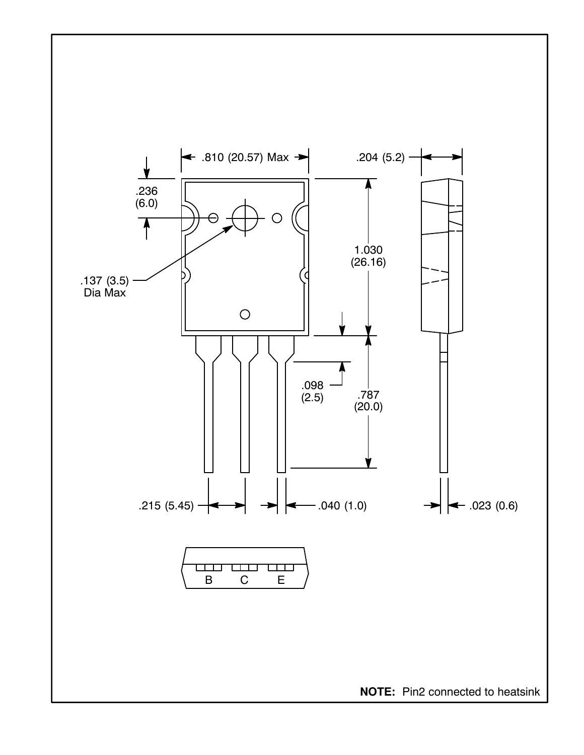.810 (20.57) Max

.204 (5.2)

.236
(6.0)

.137 (3.5)
Dia Max

1.030
(26.16)

.098
(2.5)

.787
(20.0)

.215 (5.45)

.040 (1.0)

.023 (0.6)

B C E

**NOTE:** Pin2 connected to heatsink